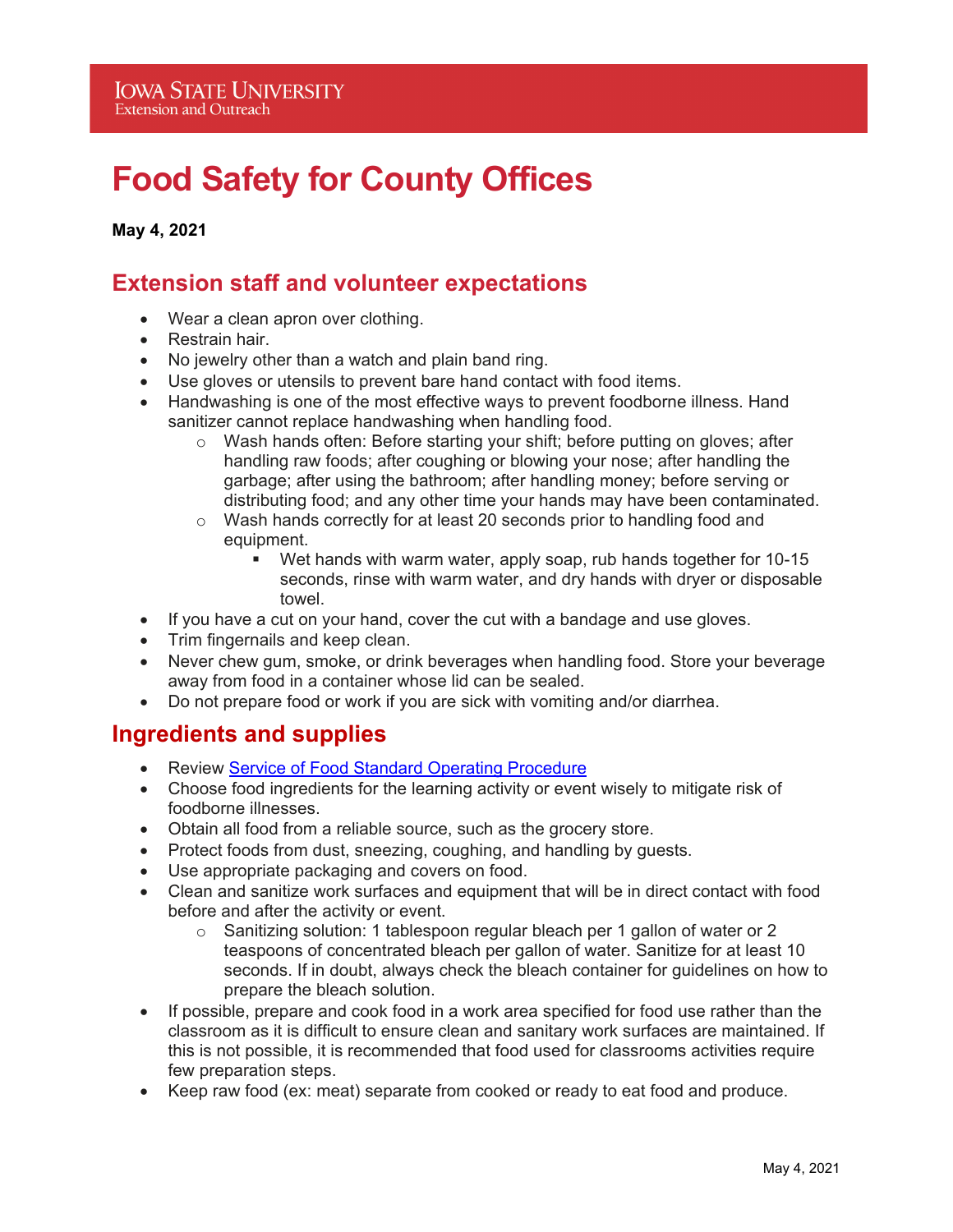Iowa State University
Extension and Outreach

# Food Safety for County Offices

**May 4, 2021**

## Extension staff and volunteer expectations

- Wear a clean apron over clothing.
- Restrain hair.
- No jewelry other than a watch and plain band ring.
- Use gloves or utensils to prevent bare hand contact with food items.
- Handwashing is one of the most effective ways to prevent foodborne illness. Hand sanitizer cannot replace handwashing when handling food.
  - Wash hands often: Before starting your shift; before putting on gloves; after handling raw foods; after coughing or blowing your nose; after handling the garbage; after using the bathroom; after handling money; before serving or distributing food; and any other time your hands may have been contaminated.
  - Wash hands correctly for at least 20 seconds prior to handling food and equipment.
    - Wet hands with warm water, apply soap, rub hands together for 10-15 seconds, rinse with warm water, and dry hands with dryer or disposable towel.
- If you have a cut on your hand, cover the cut with a bandage and use gloves.
- Trim fingernails and keep clean.
- Never chew gum, smoke, or drink beverages when handling food. Store your beverage away from food in a container whose lid can be sealed.
- Do not prepare food or work if you are sick with vomiting and/or diarrhea.

## Ingredients and supplies

- Review [Service of Food Standard Operating Procedure]
- Choose food ingredients for the learning activity or event wisely to mitigate risk of foodborne illnesses.
- Obtain all food from a reliable source, such as the grocery store.
- Protect foods from dust, sneezing, coughing, and handling by guests.
- Use appropriate packaging and covers on food.
- Clean and sanitize work surfaces and equipment that will be in direct contact with food before and after the activity or event.
  - Sanitizing solution: 1 tablespoon regular bleach per 1 gallon of water or 2 teaspoons of concentrated bleach per gallon of water. Sanitize for at least 10 seconds. If in doubt, always check the bleach container for guidelines on how to prepare the bleach solution.
- If possible, prepare and cook food in a work area specified for food use rather than the classroom as it is difficult to ensure clean and sanitary work surfaces are maintained. If this is not possible, it is recommended that food used for classrooms activities require few preparation steps.
- Keep raw food (ex: meat) separate from cooked or ready to eat food and produce.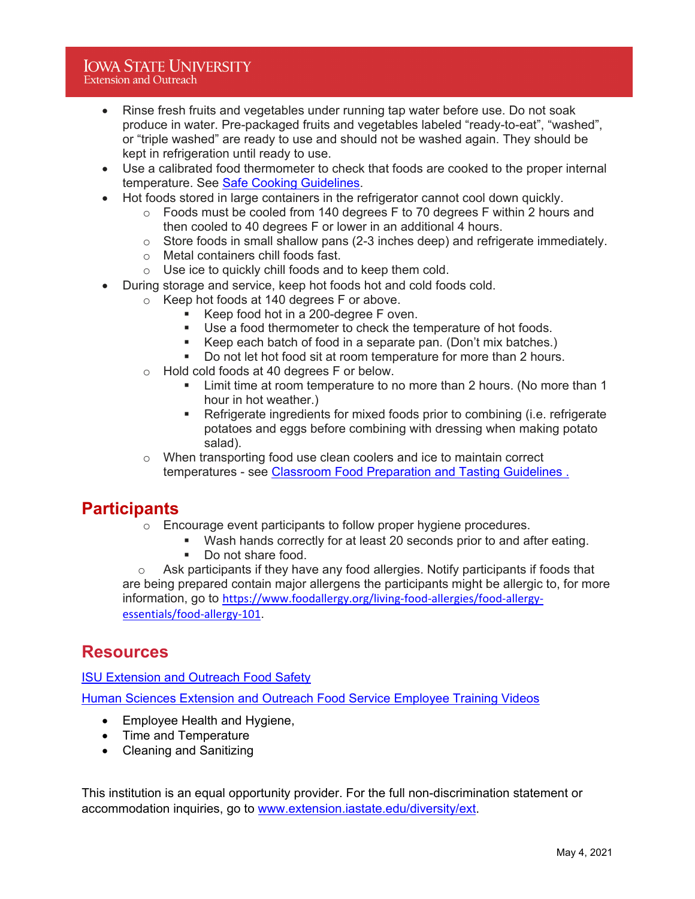- Rinse fresh fruits and vegetables under running tap water before use. Do not soak produce in water. Pre-packaged fruits and vegetables labeled "ready-to-eat", "washed", or "triple washed" are ready to use and should not be washed again. They should be kept in refrigeration until ready to use.
- Use a calibrated food thermometer to check that foods are cooked to the proper internal temperature. See [Safe Cooking Guidelines](#).
- Hot foods stored in large containers in the refrigerator cannot cool down quickly.
  - Foods must be cooled from 140 degrees F to 70 degrees F within 2 hours and then cooled to 40 degrees F or lower in an additional 4 hours.
  - Store foods in small shallow pans (2-3 inches deep) and refrigerate immediately.
  - Metal containers chill foods fast.
  - Use ice to quickly chill foods and to keep them cold.
- During storage and service, keep hot foods hot and cold foods cold.
  - Keep hot foods at 140 degrees F or above.
    - Keep food hot in a 200-degree F oven.
    - Use a food thermometer to check the temperature of hot foods.
    - Keep each batch of food in a separate pan. (Don't mix batches.)
    - Do not let hot food sit at room temperature for more than 2 hours.
  - Hold cold foods at 40 degrees F or below.
    - Limit time at room temperature to no more than 2 hours. (No more than 1 hour in hot weather.)
    - Refrigerate ingredients for mixed foods prior to combining (i.e. refrigerate potatoes and eggs before combining with dressing when making potato salad).
  - When transporting food use clean coolers and ice to maintain correct temperatures - see [Classroom Food Preparation and Tasting Guidelines .](#)

## Participants

- Encourage event participants to follow proper hygiene procedures.
  - Wash hands correctly for at least 20 seconds prior to and after eating.
  - Do not share food.
- Ask participants if they have any food allergies. Notify participants if foods that are being prepared contain major allergens the participants might be allergic to, for more information, go to https://www.foodallergy.org/living-food-allergies/food-allergy-essentials/food-allergy-101.

## Resources

[ISU Extension and Outreach Food Safety](#)

[Human Sciences Extension and Outreach Food Service Employee Training Videos](#)

- Employee Health and Hygiene,
- Time and Temperature
- Cleaning and Sanitizing

This institution is an equal opportunity provider. For the full non-discrimination statement or accommodation inquiries, go to www.extension.iastate.edu/diversity/ext.

May 4, 2021